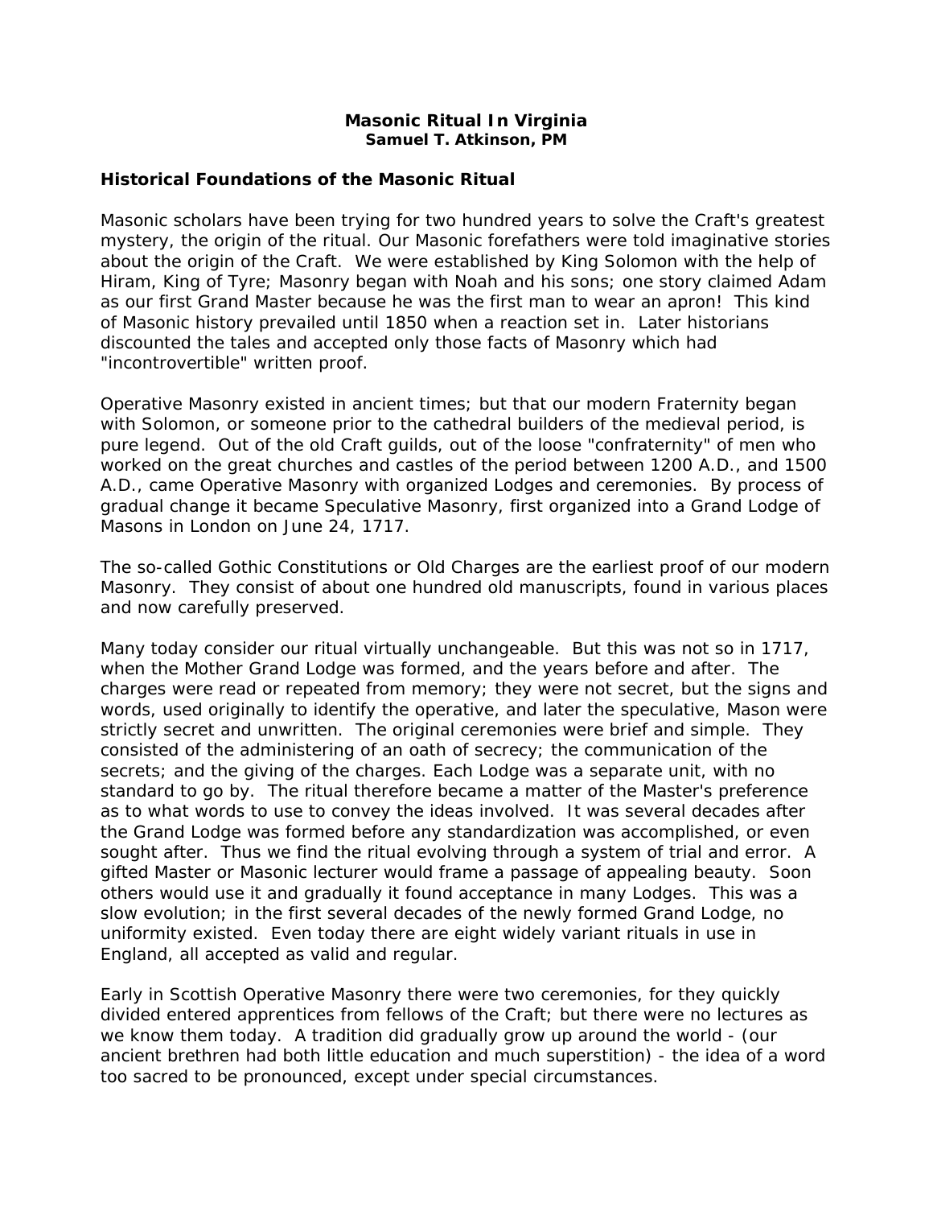# Masonic Ritual In Virginia

**Samuel T. Atkinson, PM**

## Historical Foundations of the Masonic Ritual

Masonic scholars have been trying for two hundred years to solve the Craft's greatest mystery, the origin of the ritual. Our Masonic forefathers were told imaginative stories about the origin of the Craft. We were established by King Solomon with the help of Hiram, King of Tyre; Masonry began with Noah and his sons; one story claimed Adam as our first Grand Master because he was the first man to wear an apron! This kind of Masonic history prevailed until 1850 when a reaction set in. Later historians discounted the tales and accepted only those facts of Masonry which had "incontrovertible" written proof.

Operative Masonry existed in ancient times; but that our modern Fraternity began with Solomon, or someone prior to the cathedral builders of the medieval period, is pure legend. Out of the old Craft guilds, out of the loose "confraternity" of men who worked on the great churches and castles of the period between 1200 A.D., and 1500 A.D., came Operative Masonry with organized Lodges and ceremonies. By process of gradual change it became Speculative Masonry, first organized into a Grand Lodge of Masons in London on June 24, 1717.

The so-called Gothic Constitutions or Old Charges are the earliest proof of our modern Masonry. They consist of about one hundred old manuscripts, found in various places and now carefully preserved.

Many today consider our ritual virtually unchangeable. But this was not so in 1717, when the Mother Grand Lodge was formed, and the years before and after. The charges were read or repeated from memory; they were not secret, but the signs and words, used originally to identify the operative, and later the speculative, Mason were strictly secret and unwritten. The original ceremonies were brief and simple. They consisted of the administering of an oath of secrecy; the communication of the secrets; and the giving of the charges. Each Lodge was a separate unit, with no standard to go by. The ritual therefore became a matter of the Master's preference as to what words to use to convey the ideas involved. It was several decades after the Grand Lodge was formed before any standardization was accomplished, or even sought after. Thus we find the ritual evolving through a system of trial and error. A gifted Master or Masonic lecturer would frame a passage of appealing beauty. Soon others would use it and gradually it found acceptance in many Lodges. This was a slow evolution; in the first several decades of the newly formed Grand Lodge, no uniformity existed. Even today there are eight widely variant rituals in use in England, all accepted as valid and regular.

Early in Scottish Operative Masonry there were two ceremonies, for they quickly divided entered apprentices from fellows of the Craft; but there were no lectures as we know them today. A tradition did gradually grow up around the world - (our ancient brethren had both little education and much superstition) - the idea of a word too sacred to be pronounced, except under special circumstances.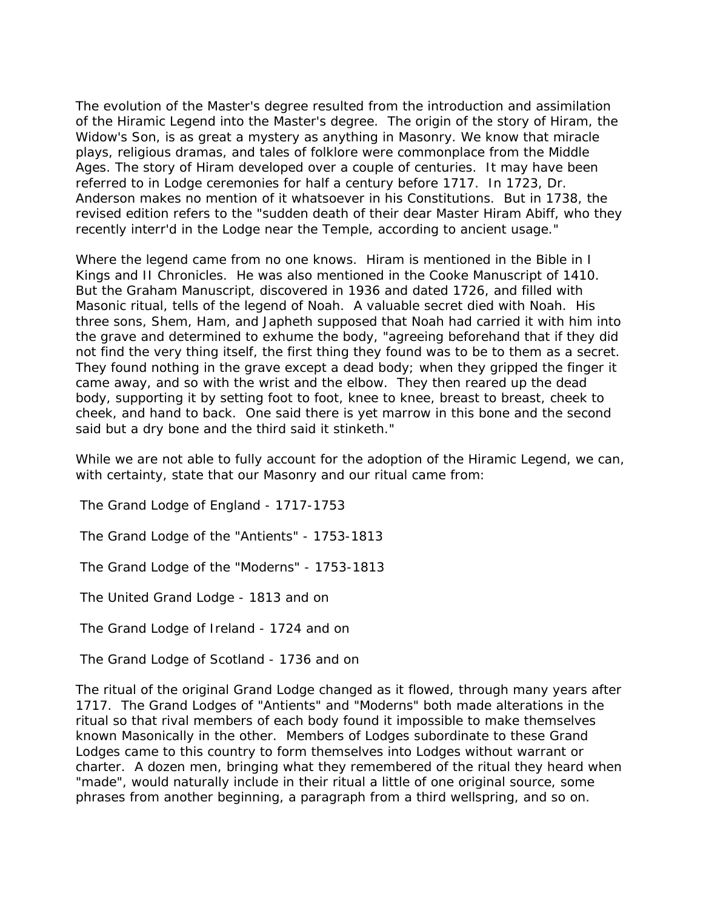The evolution of the Master's degree resulted from the introduction and assimilation of the Hiramic Legend into the Master's degree. The origin of the story of Hiram, the Widow's Son, is as great a mystery as anything in Masonry. We know that miracle plays, religious dramas, and tales of folklore were commonplace from the Middle Ages. The story of Hiram developed over a couple of centuries. It may have been referred to in Lodge ceremonies for half a century before 1717. In 1723, Dr. Anderson makes no mention of it whatsoever in his Constitutions. But in 1738, the revised edition refers to the "sudden death of their dear Master Hiram Abiff, who they recently interr'd in the Lodge near the Temple, according to ancient usage."

Where the legend came from no one knows. Hiram is mentioned in the Bible in I Kings and II Chronicles. He was also mentioned in the Cooke Manuscript of 1410. But the Graham Manuscript, discovered in 1936 and dated 1726, and filled with Masonic ritual, tells of the legend of Noah. A valuable secret died with Noah. His three sons, Shem, Ham, and Japheth supposed that Noah had carried it with him into the grave and determined to exhume the body, "agreeing beforehand that if they did not find the very thing itself, the first thing they found was to be to them as a secret. They found nothing in the grave except a dead body; when they gripped the finger it came away, and so with the wrist and the elbow. They then reared up the dead body, supporting it by setting foot to foot, knee to knee, breast to breast, cheek to cheek, and hand to back. One said there is yet marrow in this bone and the second said but a dry bone and the third said it stinketh."

While we are not able to fully account for the adoption of the Hiramic Legend, we can, with certainty, state that our Masonry and our ritual came from:

The Grand Lodge of England - 1717-1753

The Grand Lodge of the "Antients" - 1753-1813

The Grand Lodge of the "Moderns" - 1753-1813

The United Grand Lodge - 1813 and on

The Grand Lodge of Ireland - 1724 and on

The Grand Lodge of Scotland - 1736 and on

The ritual of the original Grand Lodge changed as it flowed, through many years after 1717. The Grand Lodges of "Antients" and "Moderns" both made alterations in the ritual so that rival members of each body found it impossible to make themselves known Masonically in the other. Members of Lodges subordinate to these Grand Lodges came to this country to form themselves into Lodges without warrant or charter. A dozen men, bringing what they remembered of the ritual they heard when "made", would naturally include in their ritual a little of one original source, some phrases from another beginning, a paragraph from a third wellspring, and so on.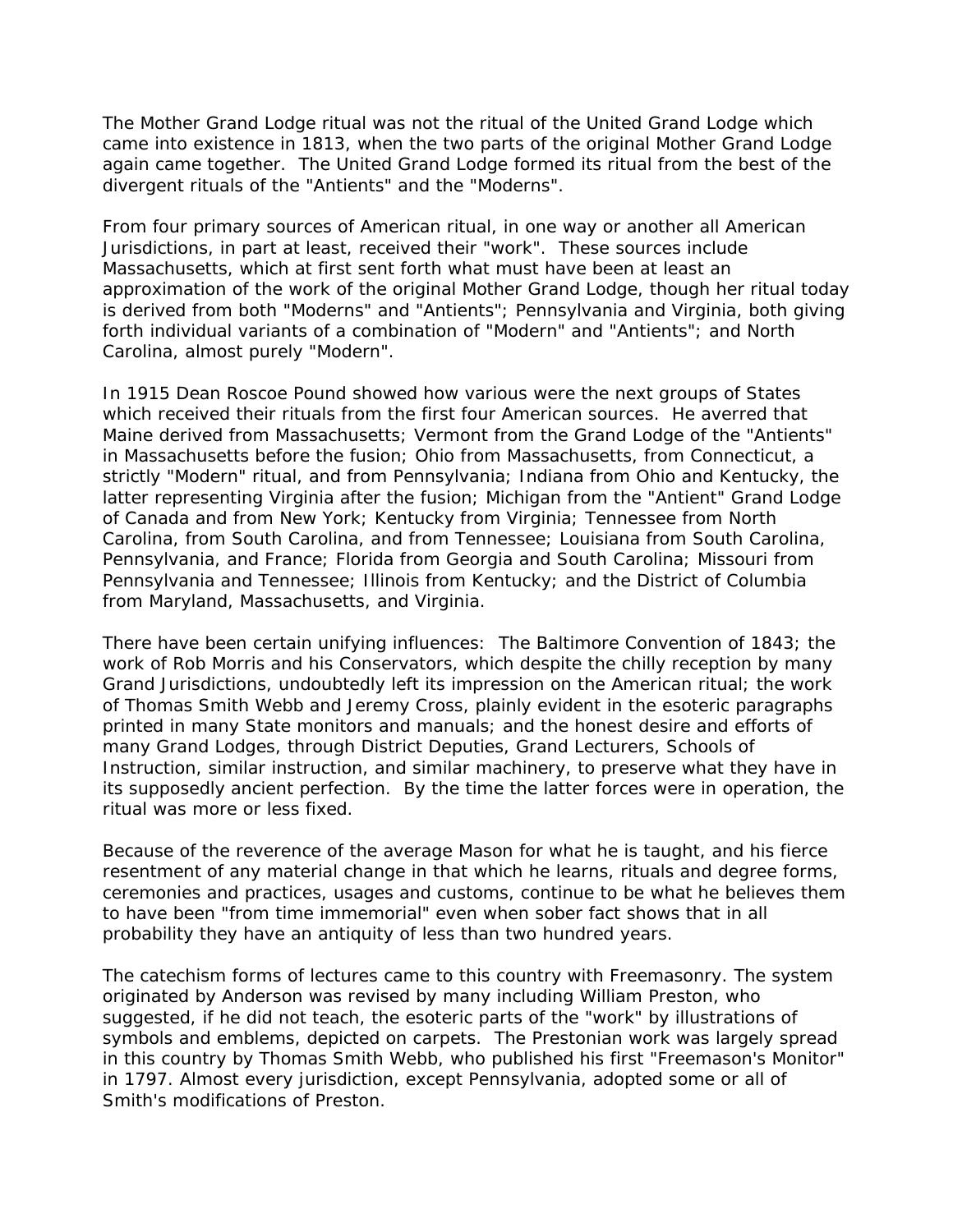The Mother Grand Lodge ritual was not the ritual of the United Grand Lodge which came into existence in 1813, when the two parts of the original Mother Grand Lodge again came together. The United Grand Lodge formed its ritual from the best of the divergent rituals of the "Antients" and the "Moderns".

From four primary sources of American ritual, in one way or another all American Jurisdictions, in part at least, received their "work". These sources include Massachusetts, which at first sent forth what must have been at least an approximation of the work of the original Mother Grand Lodge, though her ritual today is derived from both "Moderns" and "Antients"; Pennsylvania and Virginia, both giving forth individual variants of a combination of "Modern" and "Antients"; and North Carolina, almost purely "Modern".

In 1915 Dean Roscoe Pound showed how various were the next groups of States which received their rituals from the first four American sources. He averred that Maine derived from Massachusetts; Vermont from the Grand Lodge of the "Antients" in Massachusetts before the fusion; Ohio from Massachusetts, from Connecticut, a strictly "Modern" ritual, and from Pennsylvania; Indiana from Ohio and Kentucky, the latter representing Virginia after the fusion; Michigan from the "Antient" Grand Lodge of Canada and from New York; Kentucky from Virginia; Tennessee from North Carolina, from South Carolina, and from Tennessee; Louisiana from South Carolina, Pennsylvania, and France; Florida from Georgia and South Carolina; Missouri from Pennsylvania and Tennessee; Illinois from Kentucky; and the District of Columbia from Maryland, Massachusetts, and Virginia.

There have been certain unifying influences: The Baltimore Convention of 1843; the work of Rob Morris and his Conservators, which despite the chilly reception by many Grand Jurisdictions, undoubtedly left its impression on the American ritual; the work of Thomas Smith Webb and Jeremy Cross, plainly evident in the esoteric paragraphs printed in many State monitors and manuals; and the honest desire and efforts of many Grand Lodges, through District Deputies, Grand Lecturers, Schools of Instruction, similar instruction, and similar machinery, to preserve what they have in its supposedly ancient perfection. By the time the latter forces were in operation, the ritual was more or less fixed.

Because of the reverence of the average Mason for what he is taught, and his fierce resentment of any material change in that which he learns, rituals and degree forms, ceremonies and practices, usages and customs, continue to be what he believes them to have been "from time immemorial" even when sober fact shows that in all probability they have an antiquity of less than two hundred years.

The catechism forms of lectures came to this country with Freemasonry. The system originated by Anderson was revised by many including William Preston, who suggested, if he did not teach, the esoteric parts of the "work" by illustrations of symbols and emblems, depicted on carpets. The Prestonian work was largely spread in this country by Thomas Smith Webb, who published his first "Freemason's Monitor" in 1797. Almost every jurisdiction, except Pennsylvania, adopted some or all of Smith's modifications of Preston.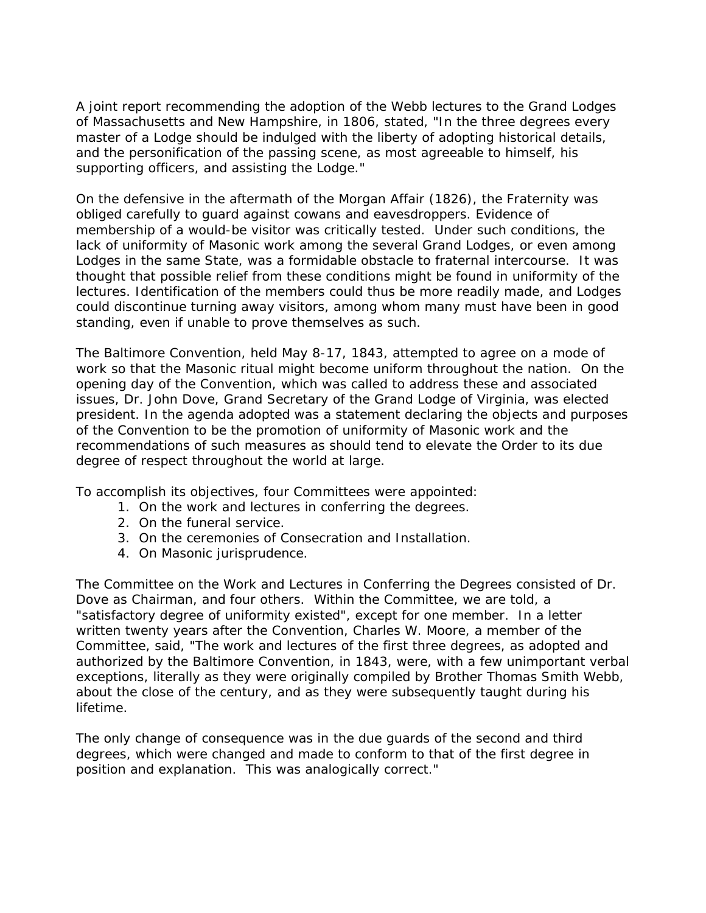A joint report recommending the adoption of the Webb lectures to the Grand Lodges of Massachusetts and New Hampshire, in 1806, stated, "In the three degrees every master of a Lodge should be indulged with the liberty of adopting historical details, and the personification of the passing scene, as most agreeable to himself, his supporting officers, and assisting the Lodge."

On the defensive in the aftermath of the Morgan Affair (1826), the Fraternity was obliged carefully to guard against cowans and eavesdroppers. Evidence of membership of a would-be visitor was critically tested. Under such conditions, the lack of uniformity of Masonic work among the several Grand Lodges, or even among Lodges in the same State, was a formidable obstacle to fraternal intercourse. It was thought that possible relief from these conditions might be found in uniformity of the lectures. Identification of the members could thus be more readily made, and Lodges could discontinue turning away visitors, among whom many must have been in good standing, even if unable to prove themselves as such.

The Baltimore Convention, held May 8-17, 1843, attempted to agree on a mode of work so that the Masonic ritual might become uniform throughout the nation. On the opening day of the Convention, which was called to address these and associated issues, Dr. John Dove, Grand Secretary of the Grand Lodge of Virginia, was elected president. In the agenda adopted was a statement declaring the objects and purposes of the Convention to be the promotion of uniformity of Masonic work and the recommendations of such measures as should tend to elevate the Order to its due degree of respect throughout the world at large.

To accomplish its objectives, four Committees were appointed:

1. On the work and lectures in conferring the degrees.
2. On the funeral service.
3. On the ceremonies of Consecration and Installation.
4. On Masonic jurisprudence.

The Committee on the Work and Lectures in Conferring the Degrees consisted of Dr. Dove as Chairman, and four others. Within the Committee, we are told, a "satisfactory degree of uniformity existed", except for one member. In a letter written twenty years after the Convention, Charles W. Moore, a member of the Committee, said, "The work and lectures of the first three degrees, as adopted and authorized by the Baltimore Convention, in 1843, were, with a few unimportant verbal exceptions, literally as they were originally compiled by Brother Thomas Smith Webb, about the close of the century, and as they were subsequently taught during his lifetime.

The only change of consequence was in the due guards of the second and third degrees, which were changed and made to conform to that of the first degree in position and explanation. This was analogically correct."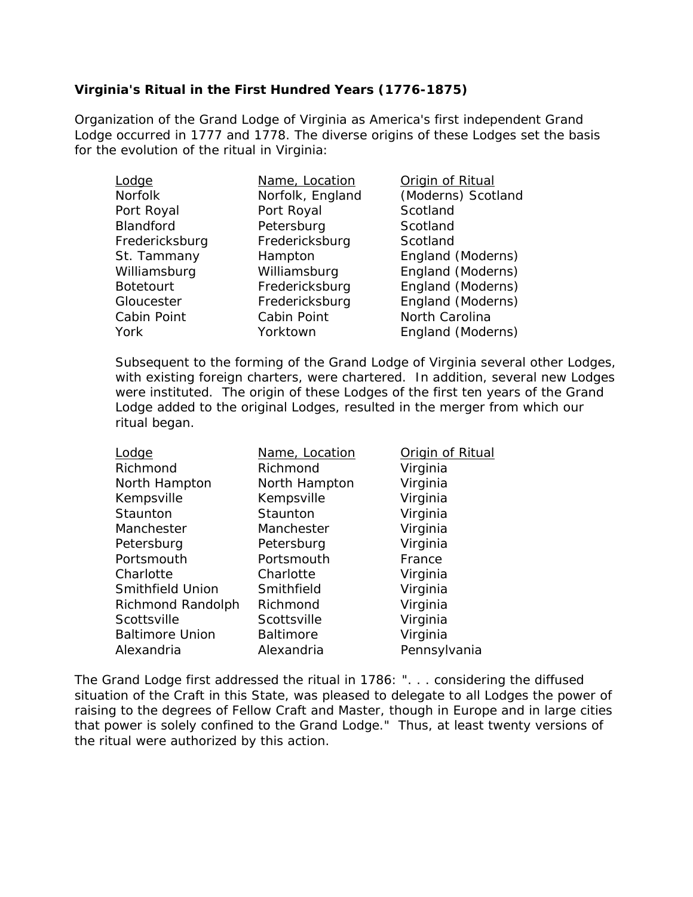**Virginia's Ritual in the First Hundred Years (1776-1875)**

Organization of the Grand Lodge of Virginia as America's first independent Grand Lodge occurred in 1777 and 1778. The diverse origins of these Lodges set the basis for the evolution of the ritual in Virginia:

| Lodge | Name, Location | Origin of Ritual |
|---|---|---|
| Norfolk | Norfolk, England | (Moderns) Scotland |
| Port Royal | Port Royal | Scotland |
| Blandford | Petersburg | Scotland |
| Fredericksburg | Fredericksburg | Scotland |
| St. Tammany | Hampton | England (Moderns) |
| Williamsburg | Williamsburg | England (Moderns) |
| Botetourt | Fredericksburg | England (Moderns) |
| Gloucester | Fredericksburg | England (Moderns) |
| Cabin Point | Cabin Point | North Carolina |
| York | Yorktown | England (Moderns) |

Subsequent to the forming of the Grand Lodge of Virginia several other Lodges, with existing foreign charters, were chartered. In addition, several new Lodges were instituted. The origin of these Lodges of the first ten years of the Grand Lodge added to the original Lodges, resulted in the merger from which our ritual began.

| Lodge | Name, Location | Origin of Ritual |
|---|---|---|
| Richmond | Richmond | Virginia |
| North Hampton | North Hampton | Virginia |
| Kempsville | Kempsville | Virginia |
| Staunton | Staunton | Virginia |
| Manchester | Manchester | Virginia |
| Petersburg | Petersburg | Virginia |
| Portsmouth | Portsmouth | France |
| Charlotte | Charlotte | Virginia |
| Smithfield Union | Smithfield | Virginia |
| Richmond Randolph | Richmond | Virginia |
| Scottsville | Scottsville | Virginia |
| Baltimore Union | Baltimore | Virginia |
| Alexandria | Alexandria | Pennsylvania |

The Grand Lodge first addressed the ritual in 1786: ". . . considering the diffused situation of the Craft in this State, was pleased to delegate to all Lodges the power of raising to the degrees of Fellow Craft and Master, though in Europe and in large cities that power is solely confined to the Grand Lodge." Thus, at least twenty versions of the ritual were authorized by this action.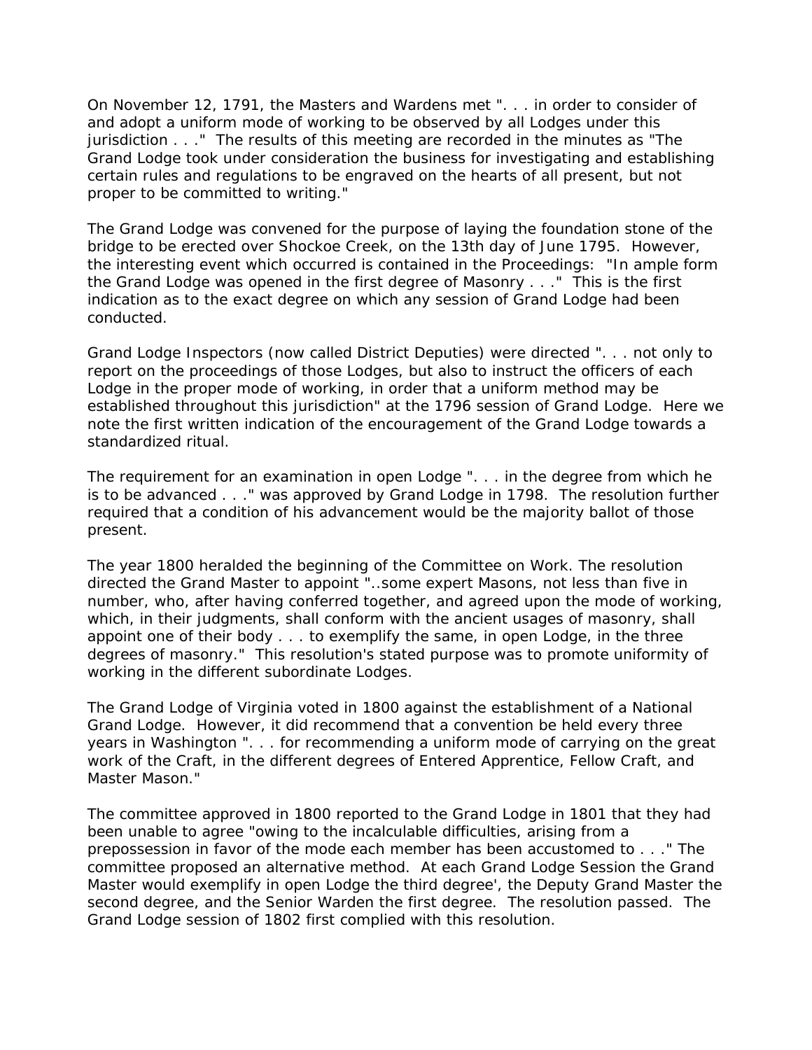On November 12, 1791, the Masters and Wardens met ". . . in order to consider of and adopt a uniform mode of working to be observed by all Lodges under this jurisdiction . . ." The results of this meeting are recorded in the minutes as "The Grand Lodge took under consideration the business for investigating and establishing certain rules and regulations to be engraved on the hearts of all present, but not proper to be committed to writing."

The Grand Lodge was convened for the purpose of laying the foundation stone of the bridge to be erected over Shockoe Creek, on the 13th day of June 1795. However, the interesting event which occurred is contained in the Proceedings: "In ample form the Grand Lodge was opened in the first degree of Masonry . . ." This is the first indication as to the exact degree on which any session of Grand Lodge had been conducted.

Grand Lodge Inspectors (now called District Deputies) were directed ". . . not only to report on the proceedings of those Lodges, but also to instruct the officers of each Lodge in the proper mode of working, in order that a uniform method may be established throughout this jurisdiction" at the 1796 session of Grand Lodge. Here we note the first written indication of the encouragement of the Grand Lodge towards a standardized ritual.

The requirement for an examination in open Lodge ". . . in the degree from which he is to be advanced . . ." was approved by Grand Lodge in 1798. The resolution further required that a condition of his advancement would be the majority ballot of those present.

The year 1800 heralded the beginning of the Committee on Work. The resolution directed the Grand Master to appoint "..some expert Masons, not less than five in number, who, after having conferred together, and agreed upon the mode of working, which, in their judgments, shall conform with the ancient usages of masonry, shall appoint one of their body . . . to exemplify the same, in open Lodge, in the three degrees of masonry." This resolution's stated purpose was to promote uniformity of working in the different subordinate Lodges.

The Grand Lodge of Virginia voted in 1800 against the establishment of a National Grand Lodge. However, it did recommend that a convention be held every three years in Washington ". . . for recommending a uniform mode of carrying on the great work of the Craft, in the different degrees of Entered Apprentice, Fellow Craft, and Master Mason."

The committee approved in 1800 reported to the Grand Lodge in 1801 that they had been unable to agree "owing to the incalculable difficulties, arising from a prepossession in favor of the mode each member has been accustomed to . . ." The committee proposed an alternative method. At each Grand Lodge Session the Grand Master would exemplify in open Lodge the third degree', the Deputy Grand Master the second degree, and the Senior Warden the first degree. The resolution passed. The Grand Lodge session of 1802 first complied with this resolution.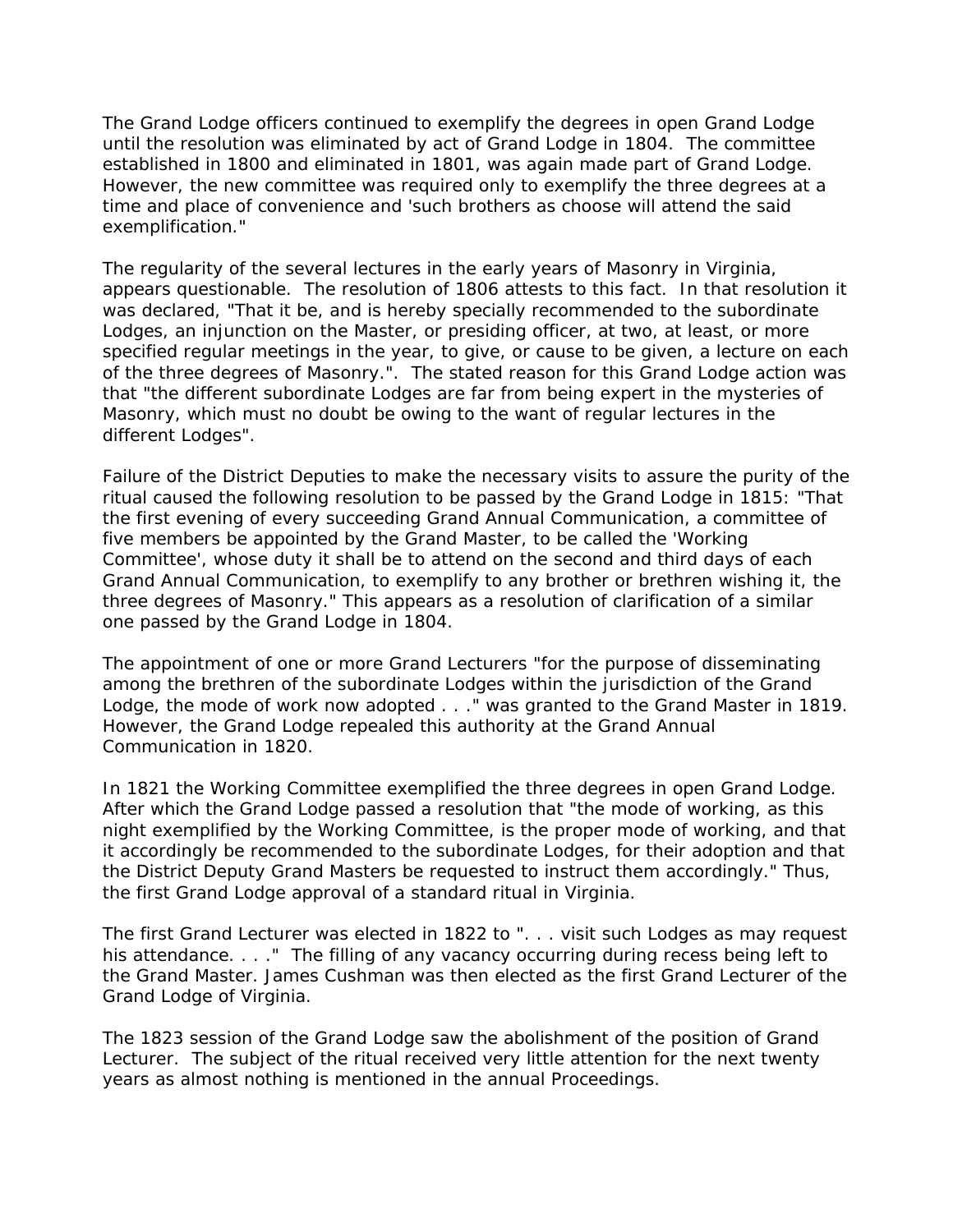The Grand Lodge officers continued to exemplify the degrees in open Grand Lodge until the resolution was eliminated by act of Grand Lodge in 1804. The committee established in 1800 and eliminated in 1801, was again made part of Grand Lodge. However, the new committee was required only to exemplify the three degrees at a time and place of convenience and 'such brothers as choose will attend the said exemplification."

The regularity of the several lectures in the early years of Masonry in Virginia, appears questionable. The resolution of 1806 attests to this fact. In that resolution it was declared, "That it be, and is hereby specially recommended to the subordinate Lodges, an injunction on the Master, or presiding officer, at two, at least, or more specified regular meetings in the year, to give, or cause to be given, a lecture on each of the three degrees of Masonry.". The stated reason for this Grand Lodge action was that "the different subordinate Lodges are far from being expert in the mysteries of Masonry, which must no doubt be owing to the want of regular lectures in the different Lodges".

Failure of the District Deputies to make the necessary visits to assure the purity of the ritual caused the following resolution to be passed by the Grand Lodge in 1815: "That the first evening of every succeeding Grand Annual Communication, a committee of five members be appointed by the Grand Master, to be called the 'Working Committee', whose duty it shall be to attend on the second and third days of each Grand Annual Communication, to exemplify to any brother or brethren wishing it, the three degrees of Masonry." This appears as a resolution of clarification of a similar one passed by the Grand Lodge in 1804.

The appointment of one or more Grand Lecturers "for the purpose of disseminating among the brethren of the subordinate Lodges within the jurisdiction of the Grand Lodge, the mode of work now adopted . . ." was granted to the Grand Master in 1819. However, the Grand Lodge repealed this authority at the Grand Annual Communication in 1820.

In 1821 the Working Committee exemplified the three degrees in open Grand Lodge. After which the Grand Lodge passed a resolution that "the mode of working, as this night exemplified by the Working Committee, is the proper mode of working, and that it accordingly be recommended to the subordinate Lodges, for their adoption and that the District Deputy Grand Masters be requested to instruct them accordingly." Thus, the first Grand Lodge approval of a standard ritual in Virginia.

The first Grand Lecturer was elected in 1822 to ". . . visit such Lodges as may request his attendance. . . ." The filling of any vacancy occurring during recess being left to the Grand Master. James Cushman was then elected as the first Grand Lecturer of the Grand Lodge of Virginia.

The 1823 session of the Grand Lodge saw the abolishment of the position of Grand Lecturer. The subject of the ritual received very little attention for the next twenty years as almost nothing is mentioned in the annual Proceedings.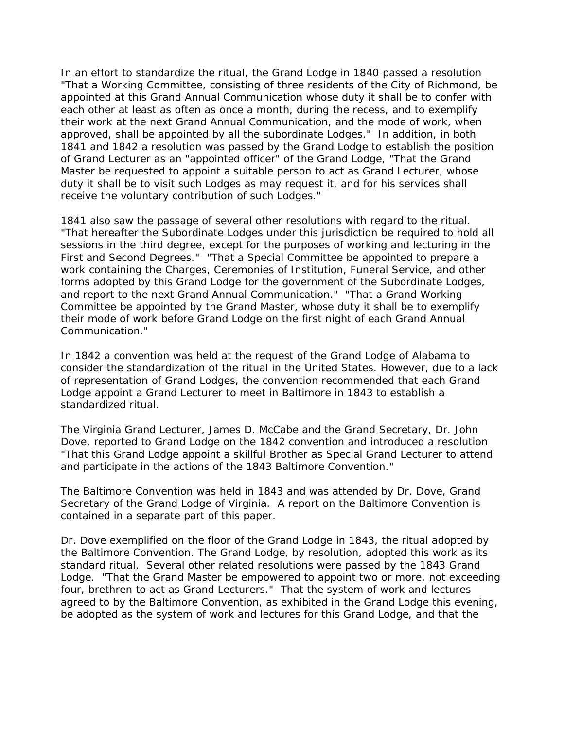In an effort to standardize the ritual, the Grand Lodge in 1840 passed a resolution "That a Working Committee, consisting of three residents of the City of Richmond, be appointed at this Grand Annual Communication whose duty it shall be to confer with each other at least as often as once a month, during the recess, and to exemplify their work at the next Grand Annual Communication, and the mode of work, when approved, shall be appointed by all the subordinate Lodges." In addition, in both 1841 and 1842 a resolution was passed by the Grand Lodge to establish the position of Grand Lecturer as an "appointed officer" of the Grand Lodge, "That the Grand Master be requested to appoint a suitable person to act as Grand Lecturer, whose duty it shall be to visit such Lodges as may request it, and for his services shall receive the voluntary contribution of such Lodges."

1841 also saw the passage of several other resolutions with regard to the ritual. "That hereafter the Subordinate Lodges under this jurisdiction be required to hold all sessions in the third degree, except for the purposes of working and lecturing in the First and Second Degrees." "That a Special Committee be appointed to prepare a work containing the Charges, Ceremonies of Institution, Funeral Service, and other forms adopted by this Grand Lodge for the government of the Subordinate Lodges, and report to the next Grand Annual Communication." "That a Grand Working Committee be appointed by the Grand Master, whose duty it shall be to exemplify their mode of work before Grand Lodge on the first night of each Grand Annual Communication."

In 1842 a convention was held at the request of the Grand Lodge of Alabama to consider the standardization of the ritual in the United States. However, due to a lack of representation of Grand Lodges, the convention recommended that each Grand Lodge appoint a Grand Lecturer to meet in Baltimore in 1843 to establish a standardized ritual.

The Virginia Grand Lecturer, James D. McCabe and the Grand Secretary, Dr. John Dove, reported to Grand Lodge on the 1842 convention and introduced a resolution "That this Grand Lodge appoint a skillful Brother as Special Grand Lecturer to attend and participate in the actions of the 1843 Baltimore Convention."

The Baltimore Convention was held in 1843 and was attended by Dr. Dove, Grand Secretary of the Grand Lodge of Virginia. A report on the Baltimore Convention is contained in a separate part of this paper.

Dr. Dove exemplified on the floor of the Grand Lodge in 1843, the ritual adopted by the Baltimore Convention. The Grand Lodge, by resolution, adopted this work as its standard ritual. Several other related resolutions were passed by the 1843 Grand Lodge. "That the Grand Master be empowered to appoint two or more, not exceeding four, brethren to act as Grand Lecturers." That the system of work and lectures agreed to by the Baltimore Convention, as exhibited in the Grand Lodge this evening, be adopted as the system of work and lectures for this Grand Lodge, and that the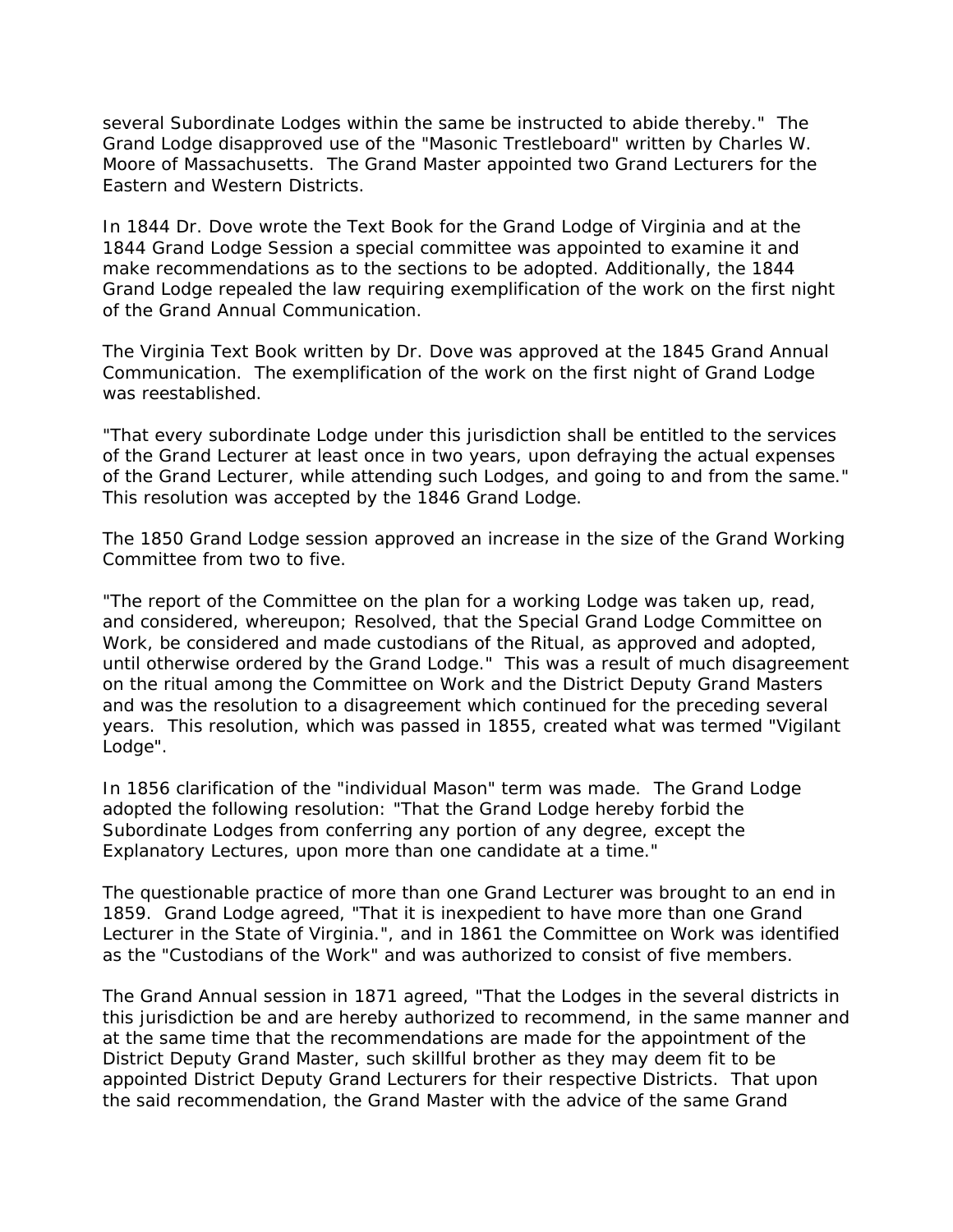several Subordinate Lodges within the same be instructed to abide thereby." The Grand Lodge disapproved use of the "Masonic Trestleboard" written by Charles W. Moore of Massachusetts. The Grand Master appointed two Grand Lecturers for the Eastern and Western Districts.

In 1844 Dr. Dove wrote the Text Book for the Grand Lodge of Virginia and at the 1844 Grand Lodge Session a special committee was appointed to examine it and make recommendations as to the sections to be adopted. Additionally, the 1844 Grand Lodge repealed the law requiring exemplification of the work on the first night of the Grand Annual Communication.

The Virginia Text Book written by Dr. Dove was approved at the 1845 Grand Annual Communication. The exemplification of the work on the first night of Grand Lodge was reestablished.

"That every subordinate Lodge under this jurisdiction shall be entitled to the services of the Grand Lecturer at least once in two years, upon defraying the actual expenses of the Grand Lecturer, while attending such Lodges, and going to and from the same." This resolution was accepted by the 1846 Grand Lodge.

The 1850 Grand Lodge session approved an increase in the size of the Grand Working Committee from two to five.

"The report of the Committee on the plan for a working Lodge was taken up, read, and considered, whereupon; Resolved, that the Special Grand Lodge Committee on Work, be considered and made custodians of the Ritual, as approved and adopted, until otherwise ordered by the Grand Lodge." This was a result of much disagreement on the ritual among the Committee on Work and the District Deputy Grand Masters and was the resolution to a disagreement which continued for the preceding several years. This resolution, which was passed in 1855, created what was termed "Vigilant Lodge".

In 1856 clarification of the "individual Mason" term was made. The Grand Lodge adopted the following resolution: "That the Grand Lodge hereby forbid the Subordinate Lodges from conferring any portion of any degree, except the Explanatory Lectures, upon more than one candidate at a time."

The questionable practice of more than one Grand Lecturer was brought to an end in 1859. Grand Lodge agreed, "That it is inexpedient to have more than one Grand Lecturer in the State of Virginia.", and in 1861 the Committee on Work was identified as the "Custodians of the Work" and was authorized to consist of five members.

The Grand Annual session in 1871 agreed, "That the Lodges in the several districts in this jurisdiction be and are hereby authorized to recommend, in the same manner and at the same time that the recommendations are made for the appointment of the District Deputy Grand Master, such skillful brother as they may deem fit to be appointed District Deputy Grand Lecturers for their respective Districts. That upon the said recommendation, the Grand Master with the advice of the same Grand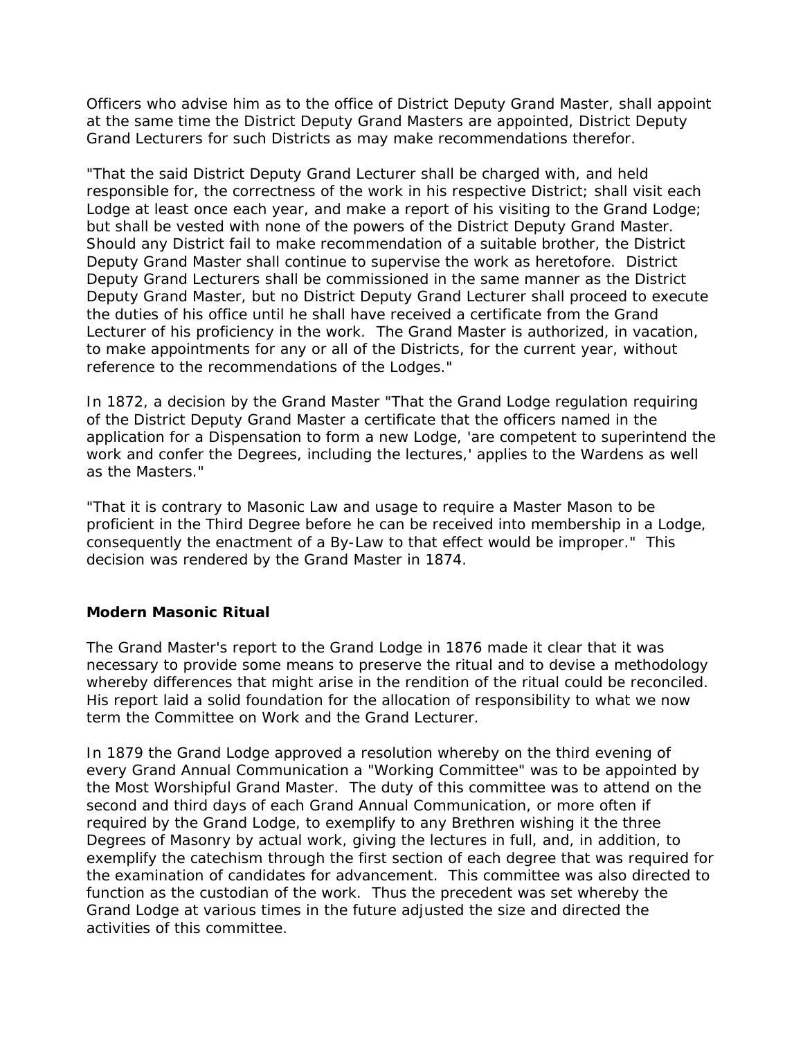Officers who advise him as to the office of District Deputy Grand Master, shall appoint at the same time the District Deputy Grand Masters are appointed, District Deputy Grand Lecturers for such Districts as may make recommendations therefor.

"That the said District Deputy Grand Lecturer shall be charged with, and held responsible for, the correctness of the work in his respective District; shall visit each Lodge at least once each year, and make a report of his visiting to the Grand Lodge; but shall be vested with none of the powers of the District Deputy Grand Master. Should any District fail to make recommendation of a suitable brother, the District Deputy Grand Master shall continue to supervise the work as heretofore. District Deputy Grand Lecturers shall be commissioned in the same manner as the District Deputy Grand Master, but no District Deputy Grand Lecturer shall proceed to execute the duties of his office until he shall have received a certificate from the Grand Lecturer of his proficiency in the work. The Grand Master is authorized, in vacation, to make appointments for any or all of the Districts, for the current year, without reference to the recommendations of the Lodges."

In 1872, a decision by the Grand Master "That the Grand Lodge regulation requiring of the District Deputy Grand Master a certificate that the officers named in the application for a Dispensation to form a new Lodge, 'are competent to superintend the work and confer the Degrees, including the lectures,' applies to the Wardens as well as the Masters."

"That it is contrary to Masonic Law and usage to require a Master Mason to be proficient in the Third Degree before he can be received into membership in a Lodge, consequently the enactment of a By-Law to that effect would be improper." This decision was rendered by the Grand Master in 1874.

**Modern Masonic Ritual**

The Grand Master's report to the Grand Lodge in 1876 made it clear that it was necessary to provide some means to preserve the ritual and to devise a methodology whereby differences that might arise in the rendition of the ritual could be reconciled. His report laid a solid foundation for the allocation of responsibility to what we now term the Committee on Work and the Grand Lecturer.

In 1879 the Grand Lodge approved a resolution whereby on the third evening of every Grand Annual Communication a "Working Committee" was to be appointed by the Most Worshipful Grand Master. The duty of this committee was to attend on the second and third days of each Grand Annual Communication, or more often if required by the Grand Lodge, to exemplify to any Brethren wishing it the three Degrees of Masonry by actual work, giving the lectures in full, and, in addition, to exemplify the catechism through the first section of each degree that was required for the examination of candidates for advancement. This committee was also directed to function as the custodian of the work. Thus the precedent was set whereby the Grand Lodge at various times in the future adjusted the size and directed the activities of this committee.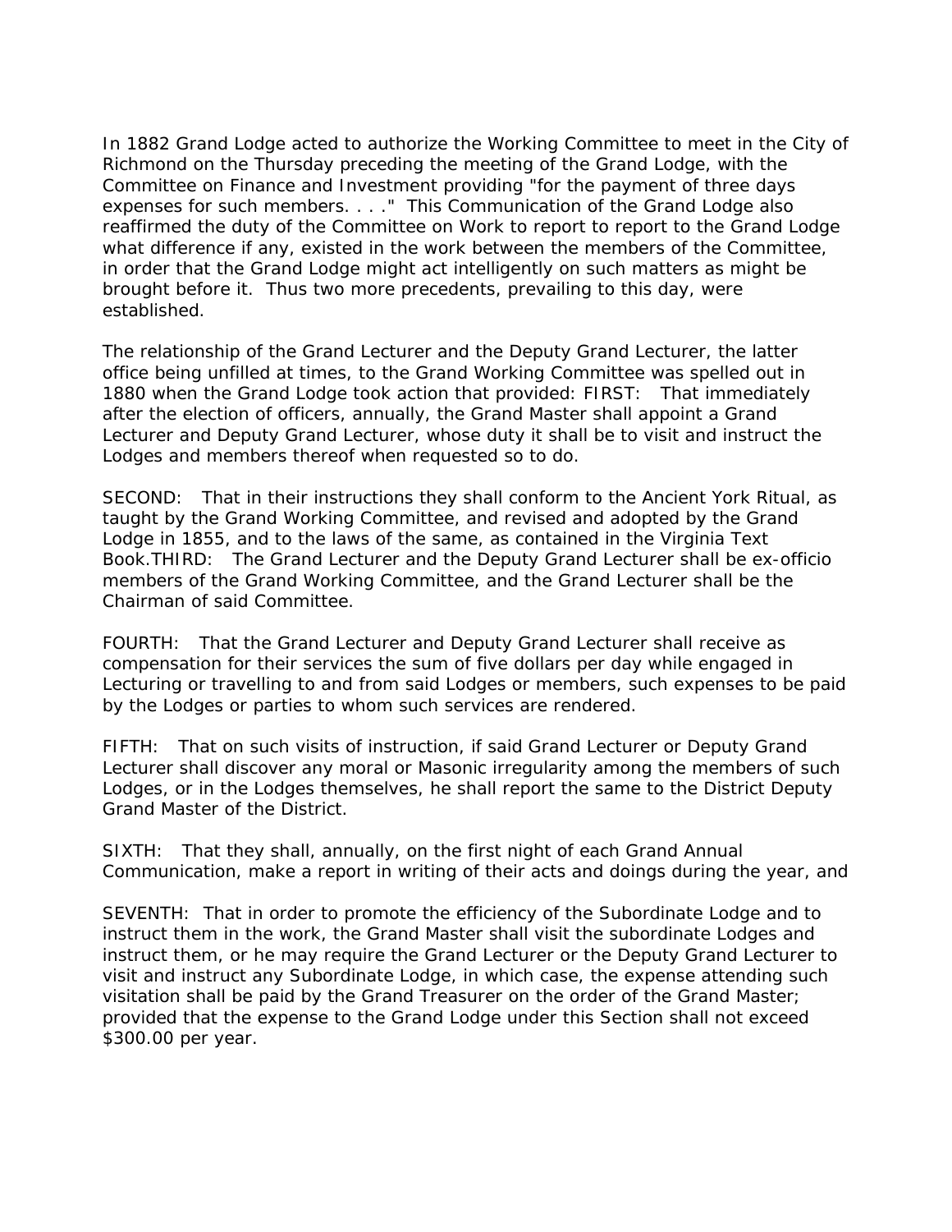In 1882 Grand Lodge acted to authorize the Working Committee to meet in the City of Richmond on the Thursday preceding the meeting of the Grand Lodge, with the Committee on Finance and Investment providing "for the payment of three days expenses for such members. . . ." This Communication of the Grand Lodge also reaffirmed the duty of the Committee on Work to report to report to the Grand Lodge what difference if any, existed in the work between the members of the Committee, in order that the Grand Lodge might act intelligently on such matters as might be brought before it. Thus two more precedents, prevailing to this day, were established.

The relationship of the Grand Lecturer and the Deputy Grand Lecturer, the latter office being unfilled at times, to the Grand Working Committee was spelled out in 1880 when the Grand Lodge took action that provided: FIRST: That immediately after the election of officers, annually, the Grand Master shall appoint a Grand Lecturer and Deputy Grand Lecturer, whose duty it shall be to visit and instruct the Lodges and members thereof when requested so to do.

SECOND: That in their instructions they shall conform to the Ancient York Ritual, as taught by the Grand Working Committee, and revised and adopted by the Grand Lodge in 1855, and to the laws of the same, as contained in the Virginia Text Book.THIRD: The Grand Lecturer and the Deputy Grand Lecturer shall be ex-officio members of the Grand Working Committee, and the Grand Lecturer shall be the Chairman of said Committee.

FOURTH: That the Grand Lecturer and Deputy Grand Lecturer shall receive as compensation for their services the sum of five dollars per day while engaged in Lecturing or travelling to and from said Lodges or members, such expenses to be paid by the Lodges or parties to whom such services are rendered.

FIFTH: That on such visits of instruction, if said Grand Lecturer or Deputy Grand Lecturer shall discover any moral or Masonic irregularity among the members of such Lodges, or in the Lodges themselves, he shall report the same to the District Deputy Grand Master of the District.

SIXTH: That they shall, annually, on the first night of each Grand Annual Communication, make a report in writing of their acts and doings during the year, and

SEVENTH: That in order to promote the efficiency of the Subordinate Lodge and to instruct them in the work, the Grand Master shall visit the subordinate Lodges and instruct them, or he may require the Grand Lecturer or the Deputy Grand Lecturer to visit and instruct any Subordinate Lodge, in which case, the expense attending such visitation shall be paid by the Grand Treasurer on the order of the Grand Master; provided that the expense to the Grand Lodge under this Section shall not exceed $300.00 per year.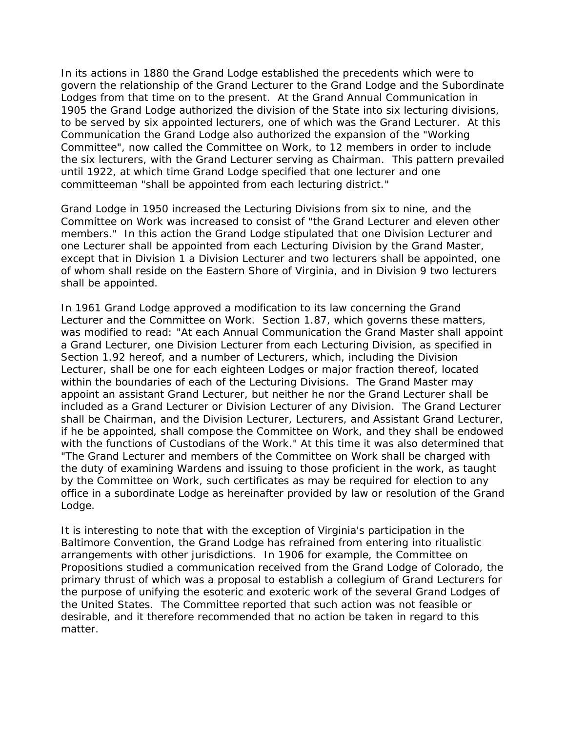In its actions in 1880 the Grand Lodge established the precedents which were to govern the relationship of the Grand Lecturer to the Grand Lodge and the Subordinate Lodges from that time on to the present. At the Grand Annual Communication in 1905 the Grand Lodge authorized the division of the State into six lecturing divisions, to be served by six appointed lecturers, one of which was the Grand Lecturer. At this Communication the Grand Lodge also authorized the expansion of the "Working Committee", now called the Committee on Work, to 12 members in order to include the six lecturers, with the Grand Lecturer serving as Chairman. This pattern prevailed until 1922, at which time Grand Lodge specified that one lecturer and one committeeman "shall be appointed from each lecturing district."

Grand Lodge in 1950 increased the Lecturing Divisions from six to nine, and the Committee on Work was increased to consist of "the Grand Lecturer and eleven other members." In this action the Grand Lodge stipulated that one Division Lecturer and one Lecturer shall be appointed from each Lecturing Division by the Grand Master, except that in Division 1 a Division Lecturer and two lecturers shall be appointed, one of whom shall reside on the Eastern Shore of Virginia, and in Division 9 two lecturers shall be appointed.

In 1961 Grand Lodge approved a modification to its law concerning the Grand Lecturer and the Committee on Work. Section 1.87, which governs these matters, was modified to read: "At each Annual Communication the Grand Master shall appoint a Grand Lecturer, one Division Lecturer from each Lecturing Division, as specified in Section 1.92 hereof, and a number of Lecturers, which, including the Division Lecturer, shall be one for each eighteen Lodges or major fraction thereof, located within the boundaries of each of the Lecturing Divisions. The Grand Master may appoint an assistant Grand Lecturer, but neither he nor the Grand Lecturer shall be included as a Grand Lecturer or Division Lecturer of any Division. The Grand Lecturer shall be Chairman, and the Division Lecturer, Lecturers, and Assistant Grand Lecturer, if he be appointed, shall compose the Committee on Work, and they shall be endowed with the functions of Custodians of the Work." At this time it was also determined that "The Grand Lecturer and members of the Committee on Work shall be charged with the duty of examining Wardens and issuing to those proficient in the work, as taught by the Committee on Work, such certificates as may be required for election to any office in a subordinate Lodge as hereinafter provided by law or resolution of the Grand Lodge.

It is interesting to note that with the exception of Virginia's participation in the Baltimore Convention, the Grand Lodge has refrained from entering into ritualistic arrangements with other jurisdictions. In 1906 for example, the Committee on Propositions studied a communication received from the Grand Lodge of Colorado, the primary thrust of which was a proposal to establish a collegium of Grand Lecturers for the purpose of unifying the esoteric and exoteric work of the several Grand Lodges of the United States. The Committee reported that such action was not feasible or desirable, and it therefore recommended that no action be taken in regard to this matter.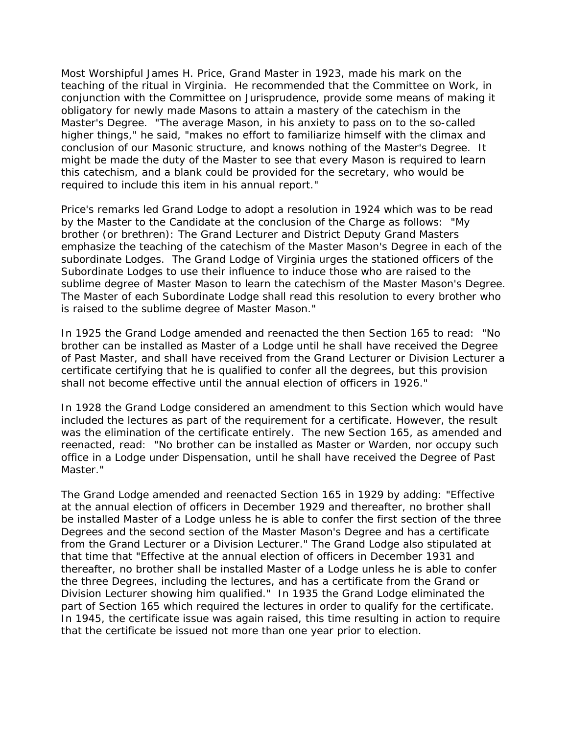Most Worshipful James H. Price, Grand Master in 1923, made his mark on the teaching of the ritual in Virginia. He recommended that the Committee on Work, in conjunction with the Committee on Jurisprudence, provide some means of making it obligatory for newly made Masons to attain a mastery of the catechism in the Master's Degree. "The average Mason, in his anxiety to pass on to the so-called higher things," he said, "makes no effort to familiarize himself with the climax and conclusion of our Masonic structure, and knows nothing of the Master's Degree. It might be made the duty of the Master to see that every Mason is required to learn this catechism, and a blank could be provided for the secretary, who would be required to include this item in his annual report."

Price's remarks led Grand Lodge to adopt a resolution in 1924 which was to be read by the Master to the Candidate at the conclusion of the Charge as follows: "My brother (or brethren): The Grand Lecturer and District Deputy Grand Masters emphasize the teaching of the catechism of the Master Mason's Degree in each of the subordinate Lodges. The Grand Lodge of Virginia urges the stationed officers of the Subordinate Lodges to use their influence to induce those who are raised to the sublime degree of Master Mason to learn the catechism of the Master Mason's Degree. The Master of each Subordinate Lodge shall read this resolution to every brother who is raised to the sublime degree of Master Mason."

In 1925 the Grand Lodge amended and reenacted the then Section 165 to read: "No brother can be installed as Master of a Lodge until he shall have received the Degree of Past Master, and shall have received from the Grand Lecturer or Division Lecturer a certificate certifying that he is qualified to confer all the degrees, but this provision shall not become effective until the annual election of officers in 1926."

In 1928 the Grand Lodge considered an amendment to this Section which would have included the lectures as part of the requirement for a certificate. However, the result was the elimination of the certificate entirely. The new Section 165, as amended and reenacted, read: "No brother can be installed as Master or Warden, nor occupy such office in a Lodge under Dispensation, until he shall have received the Degree of Past Master."

The Grand Lodge amended and reenacted Section 165 in 1929 by adding: "Effective at the annual election of officers in December 1929 and thereafter, no brother shall be installed Master of a Lodge unless he is able to confer the first section of the three Degrees and the second section of the Master Mason's Degree and has a certificate from the Grand Lecturer or a Division Lecturer." The Grand Lodge also stipulated at that time that "Effective at the annual election of officers in December 1931 and thereafter, no brother shall be installed Master of a Lodge unless he is able to confer the three Degrees, including the lectures, and has a certificate from the Grand or Division Lecturer showing him qualified." In 1935 the Grand Lodge eliminated the part of Section 165 which required the lectures in order to qualify for the certificate. In 1945, the certificate issue was again raised, this time resulting in action to require that the certificate be issued not more than one year prior to election.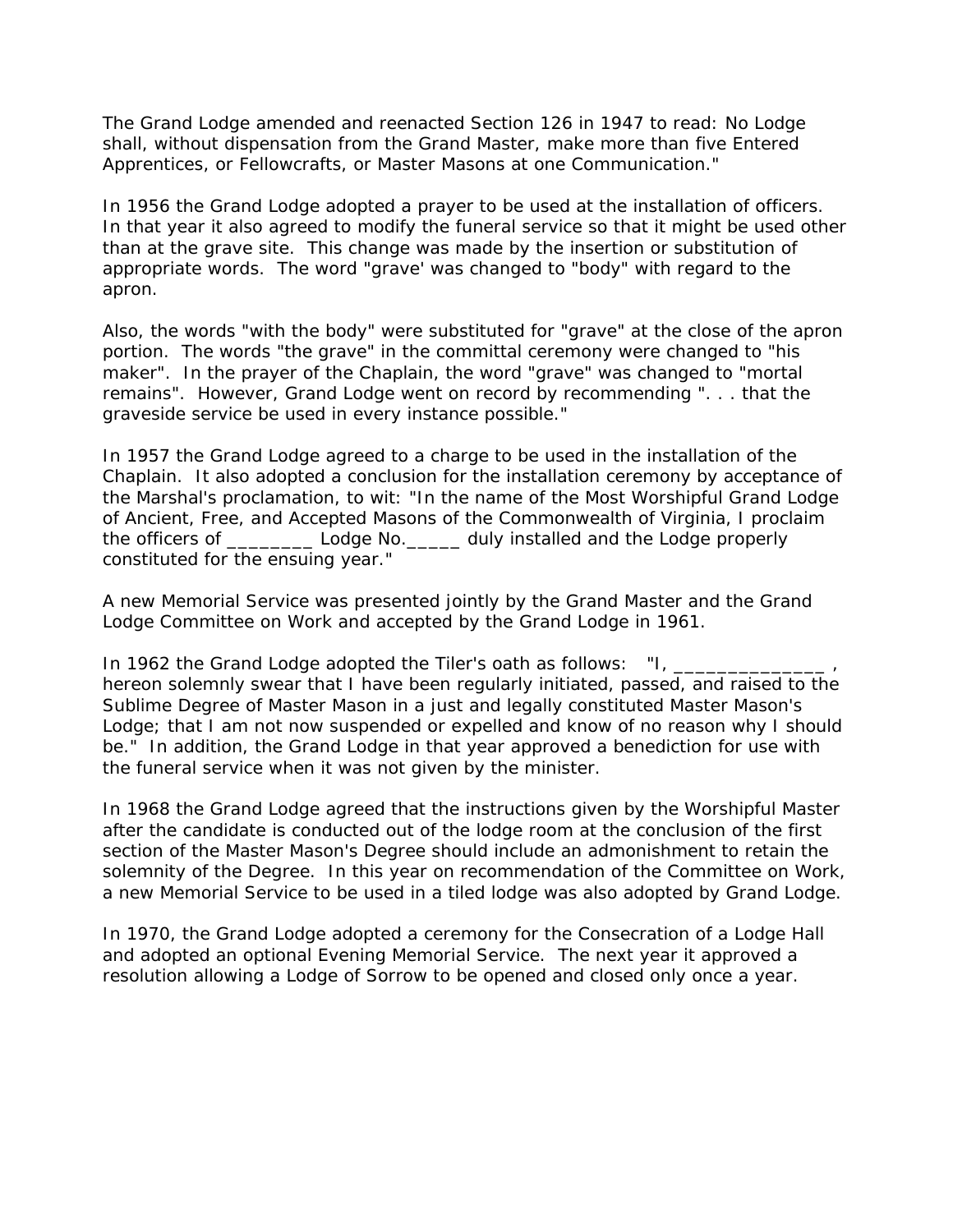The Grand Lodge amended and reenacted Section 126 in 1947 to read: No Lodge shall, without dispensation from the Grand Master, make more than five Entered Apprentices, or Fellowcrafts, or Master Masons at one Communication."

In 1956 the Grand Lodge adopted a prayer to be used at the installation of officers. In that year it also agreed to modify the funeral service so that it might be used other than at the grave site. This change was made by the insertion or substitution of appropriate words. The word "grave' was changed to "body" with regard to the apron.

Also, the words "with the body" were substituted for "grave" at the close of the apron portion. The words "the grave" in the committal ceremony were changed to "his maker". In the prayer of the Chaplain, the word "grave" was changed to "mortal remains". However, Grand Lodge went on record by recommending ". . . that the graveside service be used in every instance possible."

In 1957 the Grand Lodge agreed to a charge to be used in the installation of the Chaplain. It also adopted a conclusion for the installation ceremony by acceptance of the Marshal's proclamation, to wit: "In the name of the Most Worshipful Grand Lodge of Ancient, Free, and Accepted Masons of the Commonwealth of Virginia, I proclaim the officers of ________ Lodge No._____ duly installed and the Lodge properly constituted for the ensuing year."

A new Memorial Service was presented jointly by the Grand Master and the Grand Lodge Committee on Work and accepted by the Grand Lodge in 1961.

In 1962 the Grand Lodge adopted the Tiler's oath as follows: "I, ______________ , hereon solemnly swear that I have been regularly initiated, passed, and raised to the Sublime Degree of Master Mason in a just and legally constituted Master Mason's Lodge; that I am not now suspended or expelled and know of no reason why I should be." In addition, the Grand Lodge in that year approved a benediction for use with the funeral service when it was not given by the minister.

In 1968 the Grand Lodge agreed that the instructions given by the Worshipful Master after the candidate is conducted out of the lodge room at the conclusion of the first section of the Master Mason's Degree should include an admonishment to retain the solemnity of the Degree. In this year on recommendation of the Committee on Work, a new Memorial Service to be used in a tiled lodge was also adopted by Grand Lodge.

In 1970, the Grand Lodge adopted a ceremony for the Consecration of a Lodge Hall and adopted an optional Evening Memorial Service. The next year it approved a resolution allowing a Lodge of Sorrow to be opened and closed only once a year.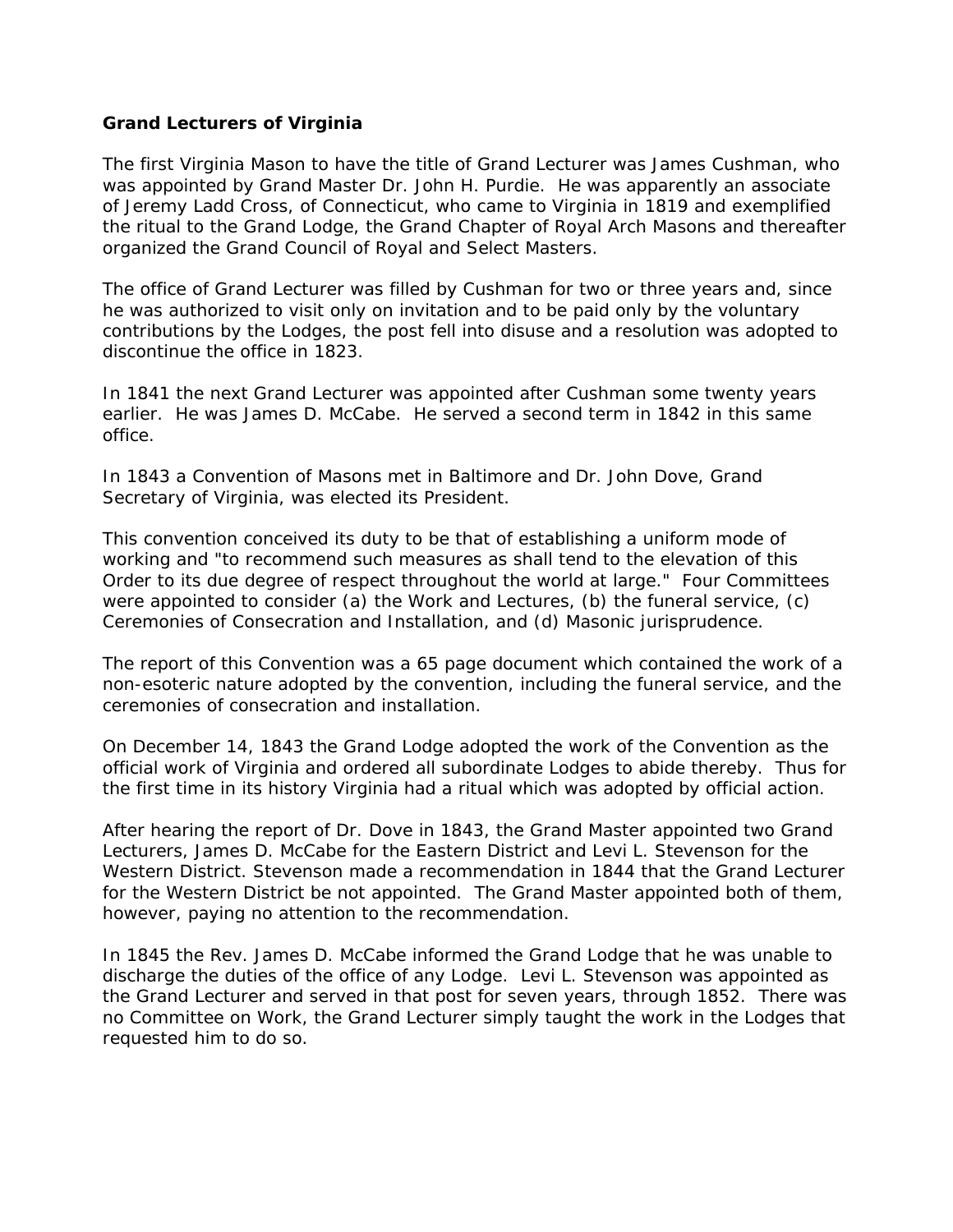**Grand Lecturers of Virginia**

The first Virginia Mason to have the title of Grand Lecturer was James Cushman, who was appointed by Grand Master Dr. John H. Purdie. He was apparently an associate of Jeremy Ladd Cross, of Connecticut, who came to Virginia in 1819 and exemplified the ritual to the Grand Lodge, the Grand Chapter of Royal Arch Masons and thereafter organized the Grand Council of Royal and Select Masters.

The office of Grand Lecturer was filled by Cushman for two or three years and, since he was authorized to visit only on invitation and to be paid only by the voluntary contributions by the Lodges, the post fell into disuse and a resolution was adopted to discontinue the office in 1823.

In 1841 the next Grand Lecturer was appointed after Cushman some twenty years earlier. He was James D. McCabe. He served a second term in 1842 in this same office.

In 1843 a Convention of Masons met in Baltimore and Dr. John Dove, Grand Secretary of Virginia, was elected its President.

This convention conceived its duty to be that of establishing a uniform mode of working and "to recommend such measures as shall tend to the elevation of this Order to its due degree of respect throughout the world at large." Four Committees were appointed to consider (a) the Work and Lectures, (b) the funeral service, (c) Ceremonies of Consecration and Installation, and (d) Masonic jurisprudence.

The report of this Convention was a 65 page document which contained the work of a non-esoteric nature adopted by the convention, including the funeral service, and the ceremonies of consecration and installation.

On December 14, 1843 the Grand Lodge adopted the work of the Convention as the official work of Virginia and ordered all subordinate Lodges to abide thereby. Thus for the first time in its history Virginia had a ritual which was adopted by official action.

After hearing the report of Dr. Dove in 1843, the Grand Master appointed two Grand Lecturers, James D. McCabe for the Eastern District and Levi L. Stevenson for the Western District. Stevenson made a recommendation in 1844 that the Grand Lecturer for the Western District be not appointed. The Grand Master appointed both of them, however, paying no attention to the recommendation.

In 1845 the Rev. James D. McCabe informed the Grand Lodge that he was unable to discharge the duties of the office of any Lodge. Levi L. Stevenson was appointed as the Grand Lecturer and served in that post for seven years, through 1852. There was no Committee on Work, the Grand Lecturer simply taught the work in the Lodges that requested him to do so.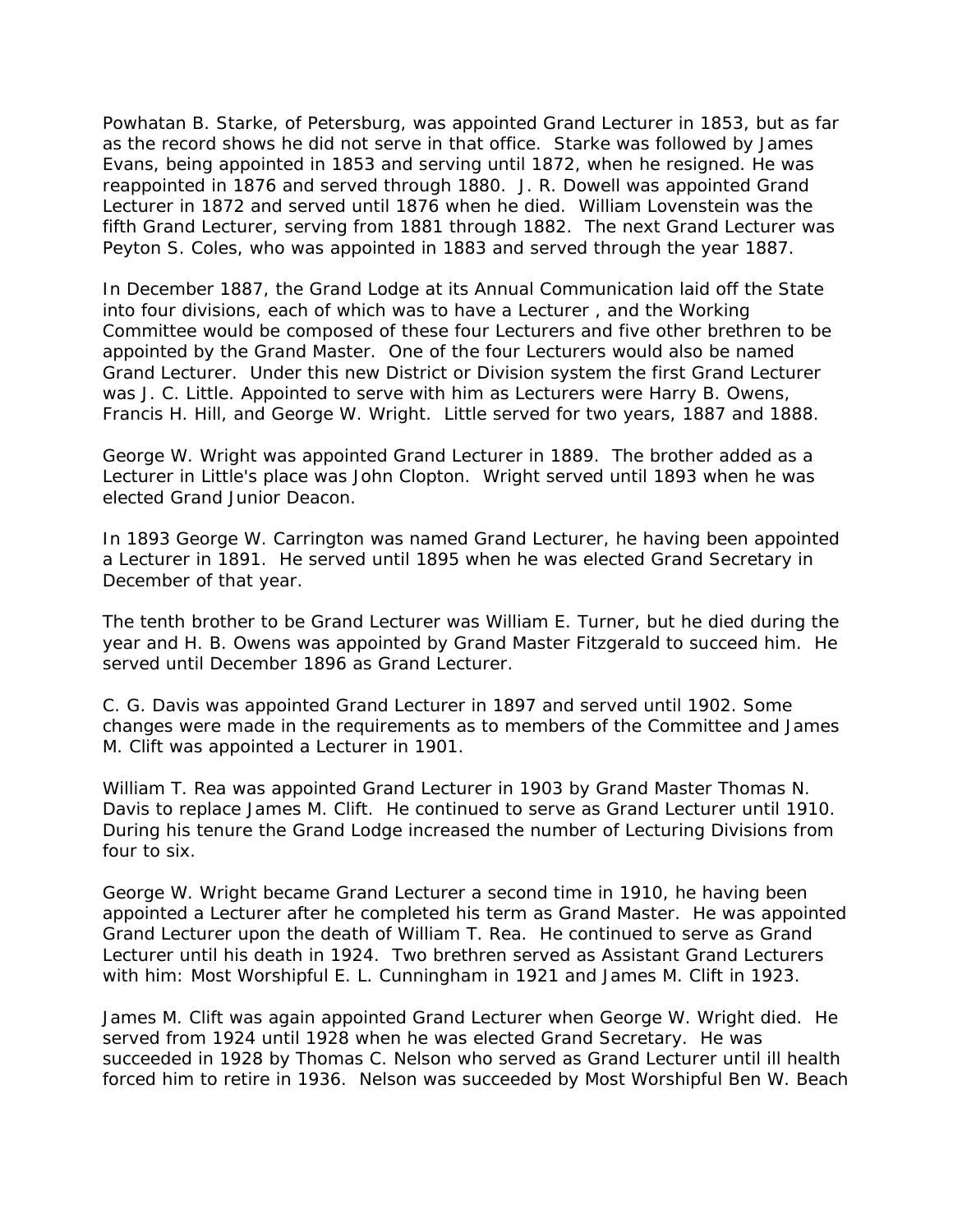Powhatan B. Starke, of Petersburg, was appointed Grand Lecturer in 1853, but as far as the record shows he did not serve in that office. Starke was followed by James Evans, being appointed in 1853 and serving until 1872, when he resigned. He was reappointed in 1876 and served through 1880. J. R. Dowell was appointed Grand Lecturer in 1872 and served until 1876 when he died. William Lovenstein was the fifth Grand Lecturer, serving from 1881 through 1882. The next Grand Lecturer was Peyton S. Coles, who was appointed in 1883 and served through the year 1887.

In December 1887, the Grand Lodge at its Annual Communication laid off the State into four divisions, each of which was to have a Lecturer , and the Working Committee would be composed of these four Lecturers and five other brethren to be appointed by the Grand Master. One of the four Lecturers would also be named Grand Lecturer. Under this new District or Division system the first Grand Lecturer was J. C. Little. Appointed to serve with him as Lecturers were Harry B. Owens, Francis H. Hill, and George W. Wright. Little served for two years, 1887 and 1888.

George W. Wright was appointed Grand Lecturer in 1889. The brother added as a Lecturer in Little's place was John Clopton. Wright served until 1893 when he was elected Grand Junior Deacon.

In 1893 George W. Carrington was named Grand Lecturer, he having been appointed a Lecturer in 1891. He served until 1895 when he was elected Grand Secretary in December of that year.

The tenth brother to be Grand Lecturer was William E. Turner, but he died during the year and H. B. Owens was appointed by Grand Master Fitzgerald to succeed him. He served until December 1896 as Grand Lecturer.

C. G. Davis was appointed Grand Lecturer in 1897 and served until 1902. Some changes were made in the requirements as to members of the Committee and James M. Clift was appointed a Lecturer in 1901.

William T. Rea was appointed Grand Lecturer in 1903 by Grand Master Thomas N. Davis to replace James M. Clift. He continued to serve as Grand Lecturer until 1910. During his tenure the Grand Lodge increased the number of Lecturing Divisions from four to six.

George W. Wright became Grand Lecturer a second time in 1910, he having been appointed a Lecturer after he completed his term as Grand Master. He was appointed Grand Lecturer upon the death of William T. Rea. He continued to serve as Grand Lecturer until his death in 1924. Two brethren served as Assistant Grand Lecturers with him: Most Worshipful E. L. Cunningham in 1921 and James M. Clift in 1923.

James M. Clift was again appointed Grand Lecturer when George W. Wright died. He served from 1924 until 1928 when he was elected Grand Secretary. He was succeeded in 1928 by Thomas C. Nelson who served as Grand Lecturer until ill health forced him to retire in 1936. Nelson was succeeded by Most Worshipful Ben W. Beach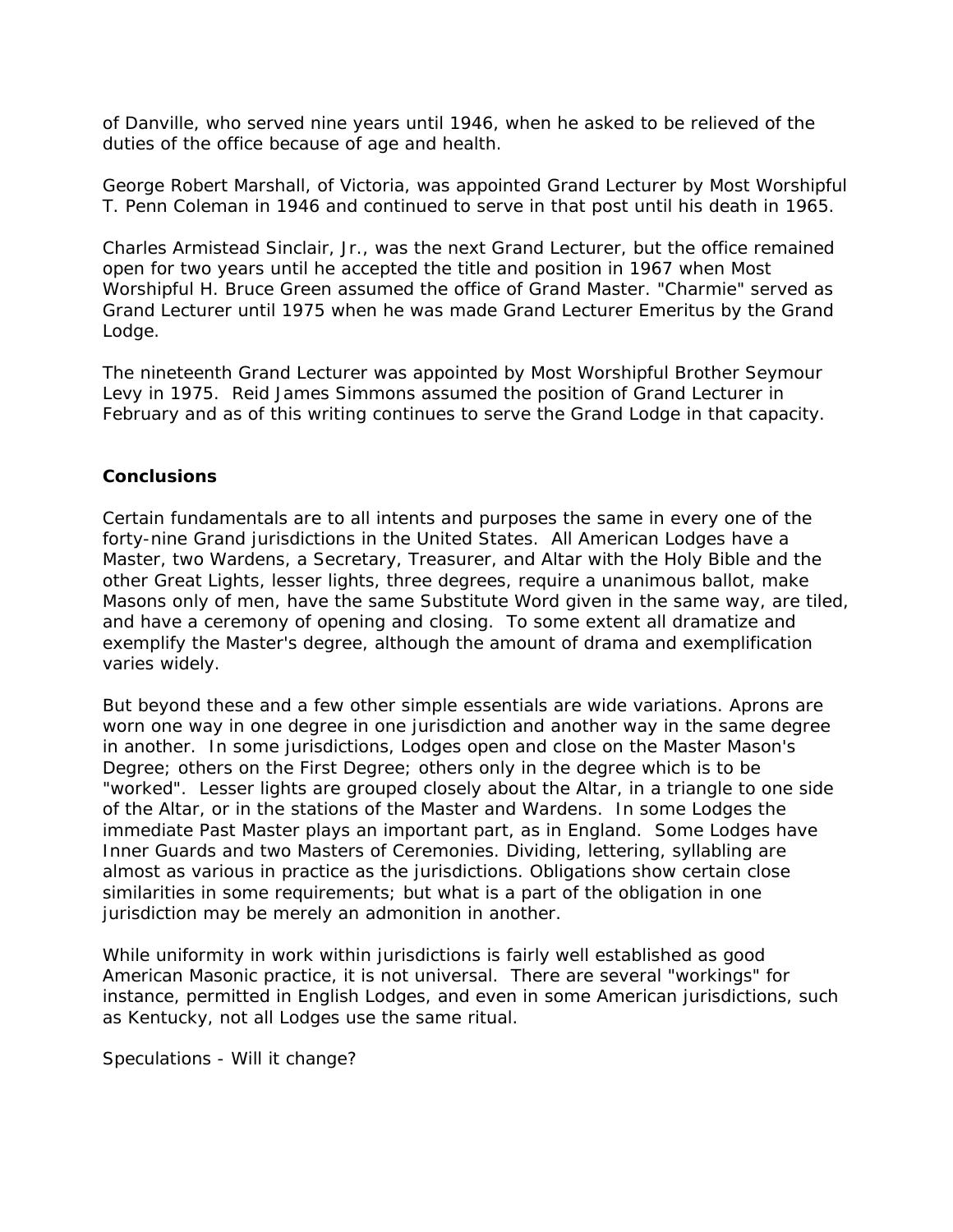of Danville, who served nine years until 1946, when he asked to be relieved of the duties of the office because of age and health.

George Robert Marshall, of Victoria, was appointed Grand Lecturer by Most Worshipful T. Penn Coleman in 1946 and continued to serve in that post until his death in 1965.

Charles Armistead Sinclair, Jr., was the next Grand Lecturer, but the office remained open for two years until he accepted the title and position in 1967 when Most Worshipful H. Bruce Green assumed the office of Grand Master. "Charmie" served as Grand Lecturer until 1975 when he was made Grand Lecturer Emeritus by the Grand Lodge.

The nineteenth Grand Lecturer was appointed by Most Worshipful Brother Seymour Levy in 1975. Reid James Simmons assumed the position of Grand Lecturer in February and as of this writing continues to serve the Grand Lodge in that capacity.

## Conclusions

Certain fundamentals are to all intents and purposes the same in every one of the forty-nine Grand jurisdictions in the United States. All American Lodges have a Master, two Wardens, a Secretary, Treasurer, and Altar with the Holy Bible and the other Great Lights, lesser lights, three degrees, require a unanimous ballot, make Masons only of men, have the same Substitute Word given in the same way, are tiled, and have a ceremony of opening and closing. To some extent all dramatize and exemplify the Master's degree, although the amount of drama and exemplification varies widely.

But beyond these and a few other simple essentials are wide variations. Aprons are worn one way in one degree in one jurisdiction and another way in the same degree in another. In some jurisdictions, Lodges open and close on the Master Mason's Degree; others on the First Degree; others only in the degree which is to be "worked". Lesser lights are grouped closely about the Altar, in a triangle to one side of the Altar, or in the stations of the Master and Wardens. In some Lodges the immediate Past Master plays an important part, as in England. Some Lodges have Inner Guards and two Masters of Ceremonies. Dividing, lettering, syllabling are almost as various in practice as the jurisdictions. Obligations show certain close similarities in some requirements; but what is a part of the obligation in one jurisdiction may be merely an admonition in another.

While uniformity in work within jurisdictions is fairly well established as good American Masonic practice, it is not universal. There are several "workings" for instance, permitted in English Lodges, and even in some American jurisdictions, such as Kentucky, not all Lodges use the same ritual.

Speculations - Will it change?